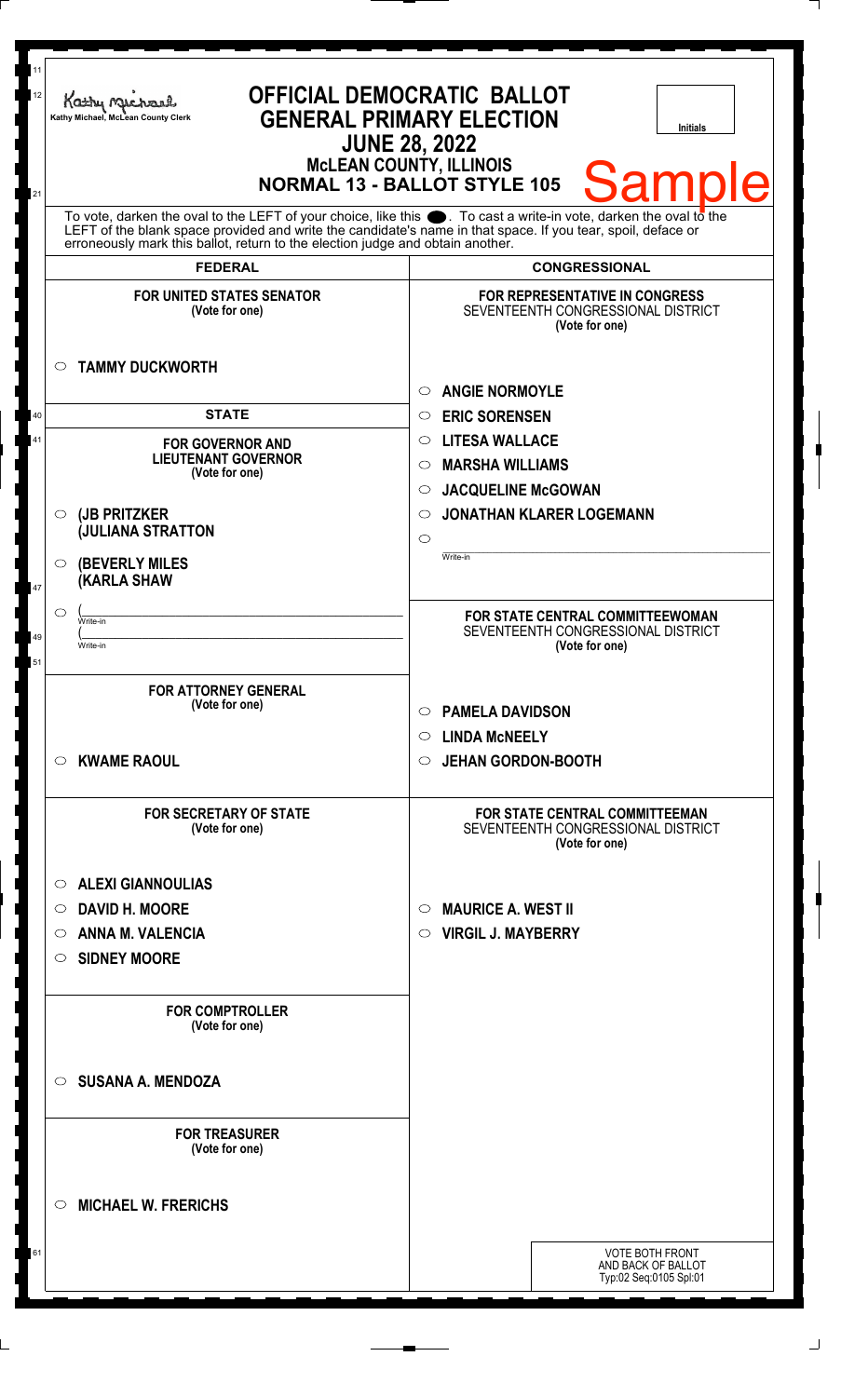Kathy Michael, McLean County Clerk

# OFFICIAL DEMOCRATIC BALLOT
## GENERAL PRIMARY ELECTION
## JUNE 28, 2022
### McLEAN COUNTY, ILLINOIS
### NORMAL 13 - BALLOT STYLE 105

Initials

Sample

To vote, darken the oval to the LEFT of your choice, like this ●. To cast a write-in vote, darken the oval to the LEFT of the blank space provided and write the candidate's name in that space. If you tear, spoil, deface or erroneously mark this ballot, return to the election judge and obtain another.

## FEDERAL

**FOR UNITED STATES SENATOR**
(Vote for one)

- ○ **TAMMY DUCKWORTH**

## STATE

**FOR GOVERNOR AND LIEUTENANT GOVERNOR**
(Vote for one)

- ○ **(JB PRITZKER**
  **(JULIANA STRATTON**
- ○ **(BEVERLY MILES**
  **(KARLA SHAW**
- ○ (\_\_\_\_\_\_\_\_\_\_ Write-in
  (\_\_\_\_\_\_\_\_\_\_ Write-in

**FOR ATTORNEY GENERAL**
(Vote for one)

- ○ **KWAME RAOUL**

**FOR SECRETARY OF STATE**
(Vote for one)

- ○ **ALEXI GIANNOULIAS**
- ○ **DAVID H. MOORE**
- ○ **ANNA M. VALENCIA**
- ○ **SIDNEY MOORE**

**FOR COMPTROLLER**
(Vote for one)

- ○ **SUSANA A. MENDOZA**

**FOR TREASURER**
(Vote for one)

- ○ **MICHAEL W. FRERICHS**

## CONGRESSIONAL

**FOR REPRESENTATIVE IN CONGRESS**
SEVENTEENTH CONGRESSIONAL DISTRICT
(Vote for one)

- ○ **ANGIE NORMOYLE**
- ○ **ERIC SORENSEN**
- ○ **LITESA WALLACE**
- ○ **MARSHA WILLIAMS**
- ○ **JACQUELINE McGOWAN**
- ○ **JONATHAN KLARER LOGEMANN**
- ○ \_\_\_\_\_\_\_\_\_\_ Write-in

**FOR STATE CENTRAL COMMITTEEWOMAN**
SEVENTEENTH CONGRESSIONAL DISTRICT
(Vote for one)

- ○ **PAMELA DAVIDSON**
- ○ **LINDA McNEELY**
- ○ **JEHAN GORDON-BOOTH**

**FOR STATE CENTRAL COMMITTEEMAN**
SEVENTEENTH CONGRESSIONAL DISTRICT
(Vote for one)

- ○ **MAURICE A. WEST II**
- ○ **VIRGIL J. MAYBERRY**

VOTE BOTH FRONT AND BACK OF BALLOT
Typ:02 Seq:0105 Spl:01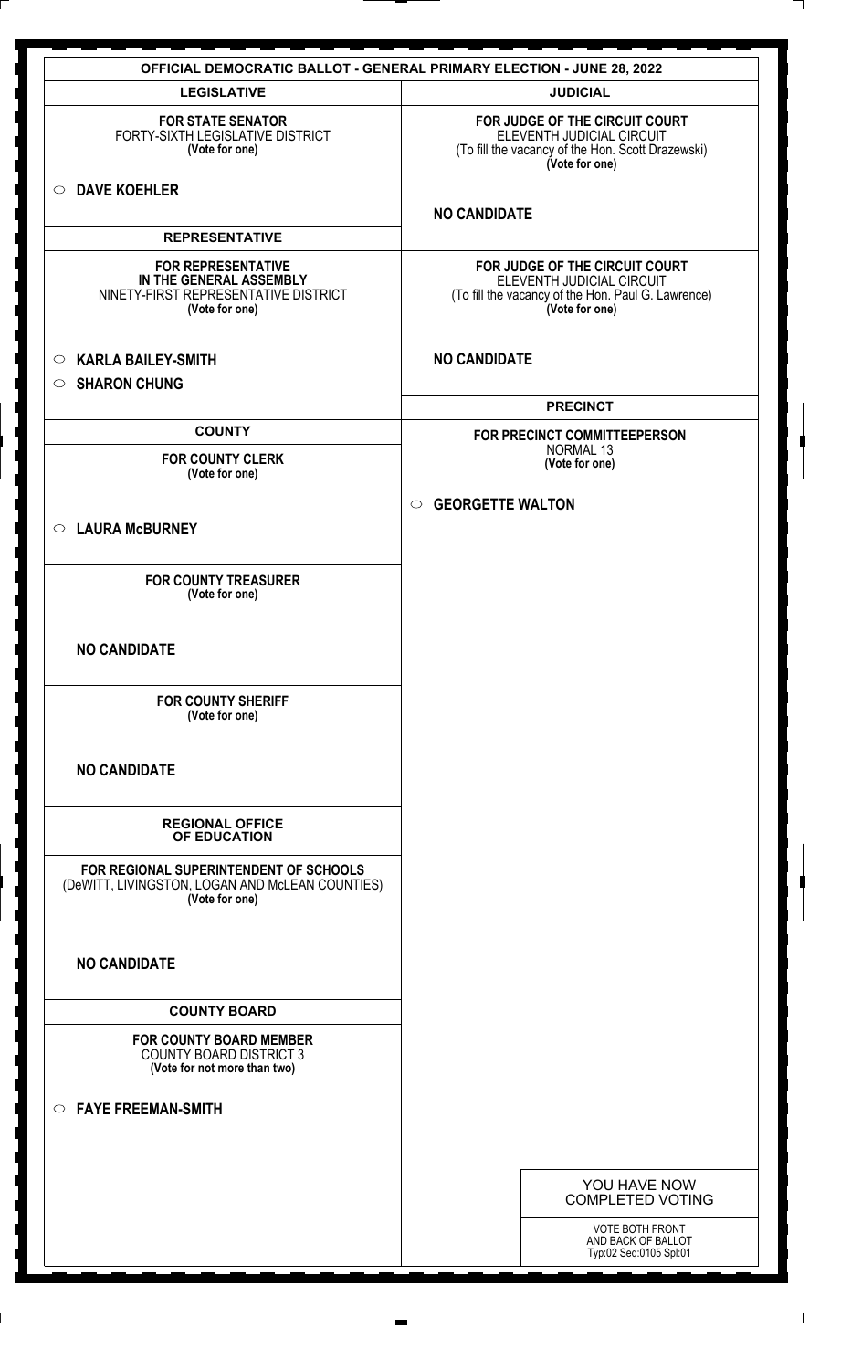## OFFICIAL DEMOCRATIC BALLOT - GENERAL PRIMARY ELECTION - JUNE 28, 2022

### LEGISLATIVE

**FOR STATE SENATOR**
FORTY-SIXTH LEGISLATIVE DISTRICT
**(Vote for one)**

- ○ **DAVE KOEHLER**

### REPRESENTATIVE

**FOR REPRESENTATIVE IN THE GENERAL ASSEMBLY**
NINETY-FIRST REPRESENTATIVE DISTRICT
**(Vote for one)**

- ○ **KARLA BAILEY-SMITH**
- ○ **SHARON CHUNG**

### COUNTY

**FOR COUNTY CLERK**
**(Vote for one)**

- ○ **LAURA McBURNEY**

**FOR COUNTY TREASURER**
**(Vote for one)**

**NO CANDIDATE**

**FOR COUNTY SHERIFF**
**(Vote for one)**

**NO CANDIDATE**

### REGIONAL OFFICE OF EDUCATION

**FOR REGIONAL SUPERINTENDENT OF SCHOOLS**
(DeWITT, LIVINGSTON, LOGAN AND McLEAN COUNTIES)
**(Vote for one)**

**NO CANDIDATE**

### COUNTY BOARD

**FOR COUNTY BOARD MEMBER**
COUNTY BOARD DISTRICT 3
**(Vote for not more than two)**

- ○ **FAYE FREEMAN-SMITH**

### JUDICIAL

**FOR JUDGE OF THE CIRCUIT COURT**
ELEVENTH JUDICIAL CIRCUIT
(To fill the vacancy of the Hon. Scott Drazewski)
**(Vote for one)**

**NO CANDIDATE**

**FOR JUDGE OF THE CIRCUIT COURT**
ELEVENTH JUDICIAL CIRCUIT
(To fill the vacancy of the Hon. Paul G. Lawrence)
**(Vote for one)**

**NO CANDIDATE**

### PRECINCT

**FOR PRECINCT COMMITTEEPERSON**
NORMAL 13
**(Vote for one)**

- ○ **GEORGETTE WALTON**

YOU HAVE NOW COMPLETED VOTING

VOTE BOTH FRONT AND BACK OF BALLOT
Typ:02 Seq:0105 Spl:01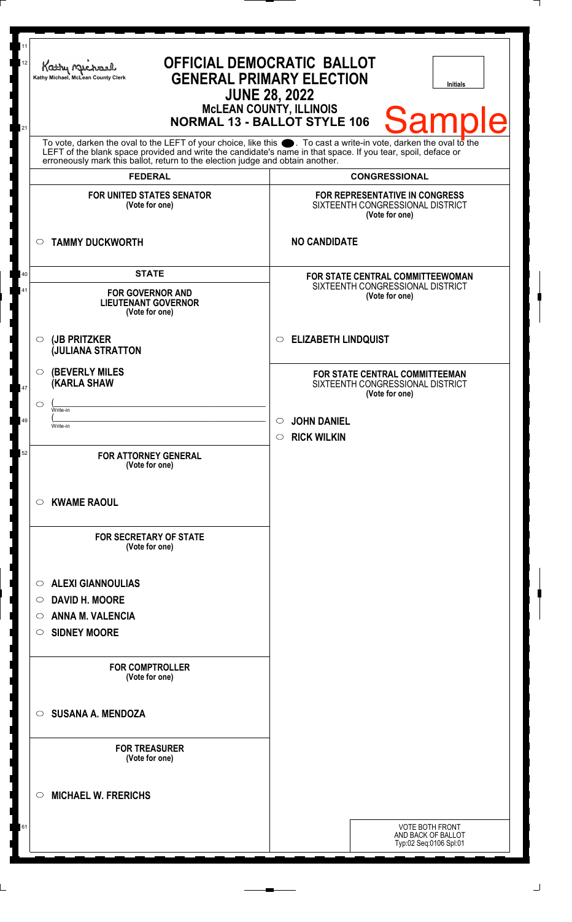Kathy Michael, McLean County Clerk

# OFFICIAL DEMOCRATIC BALLOT
## GENERAL PRIMARY ELECTION
## JUNE 28, 2022
### McLEAN COUNTY, ILLINOIS
### NORMAL 13 - BALLOT STYLE 106

Initials

Sample

To vote, darken the oval to the LEFT of your choice, like this ●. To cast a write-in vote, darken the oval to the LEFT of the blank space provided and write the candidate's name in that space. If you tear, spoil, deface or erroneously mark this ballot, return to the election judge and obtain another.

## FEDERAL

**FOR UNITED STATES SENATOR**
**(Vote for one)**

○ **TAMMY DUCKWORTH**

## STATE

**FOR GOVERNOR AND LIEUTENANT GOVERNOR**
**(Vote for one)**

○ **(JB PRITZKER**
**(JULIANA STRATTON**

○ **(BEVERLY MILES**
**(KARLA SHAW**

○ (\_\_\_\_\_\_\_\_\_\_\_\_\_\_\_\_ Write-in
(\_\_\_\_\_\_\_\_\_\_\_\_\_\_\_\_ Write-in

**FOR ATTORNEY GENERAL**
**(Vote for one)**

○ **KWAME RAOUL**

**FOR SECRETARY OF STATE**
**(Vote for one)**

○ **ALEXI GIANNOULIAS**
○ **DAVID H. MOORE**
○ **ANNA M. VALENCIA**
○ **SIDNEY MOORE**

**FOR COMPTROLLER**
**(Vote for one)**

○ **SUSANA A. MENDOZA**

**FOR TREASURER**
**(Vote for one)**

○ **MICHAEL W. FRERICHS**

## CONGRESSIONAL

**FOR REPRESENTATIVE IN CONGRESS**
SIXTEENTH CONGRESSIONAL DISTRICT
**(Vote for one)**

**NO CANDIDATE**

**FOR STATE CENTRAL COMMITTEEWOMAN**
SIXTEENTH CONGRESSIONAL DISTRICT
**(Vote for one)**

○ **ELIZABETH LINDQUIST**

**FOR STATE CENTRAL COMMITTEEMAN**
SIXTEENTH CONGRESSIONAL DISTRICT
**(Vote for one)**

○ **JOHN DANIEL**
○ **RICK WILKIN**

VOTE BOTH FRONT AND BACK OF BALLOT
Typ:02 Seq:0106 Spl:01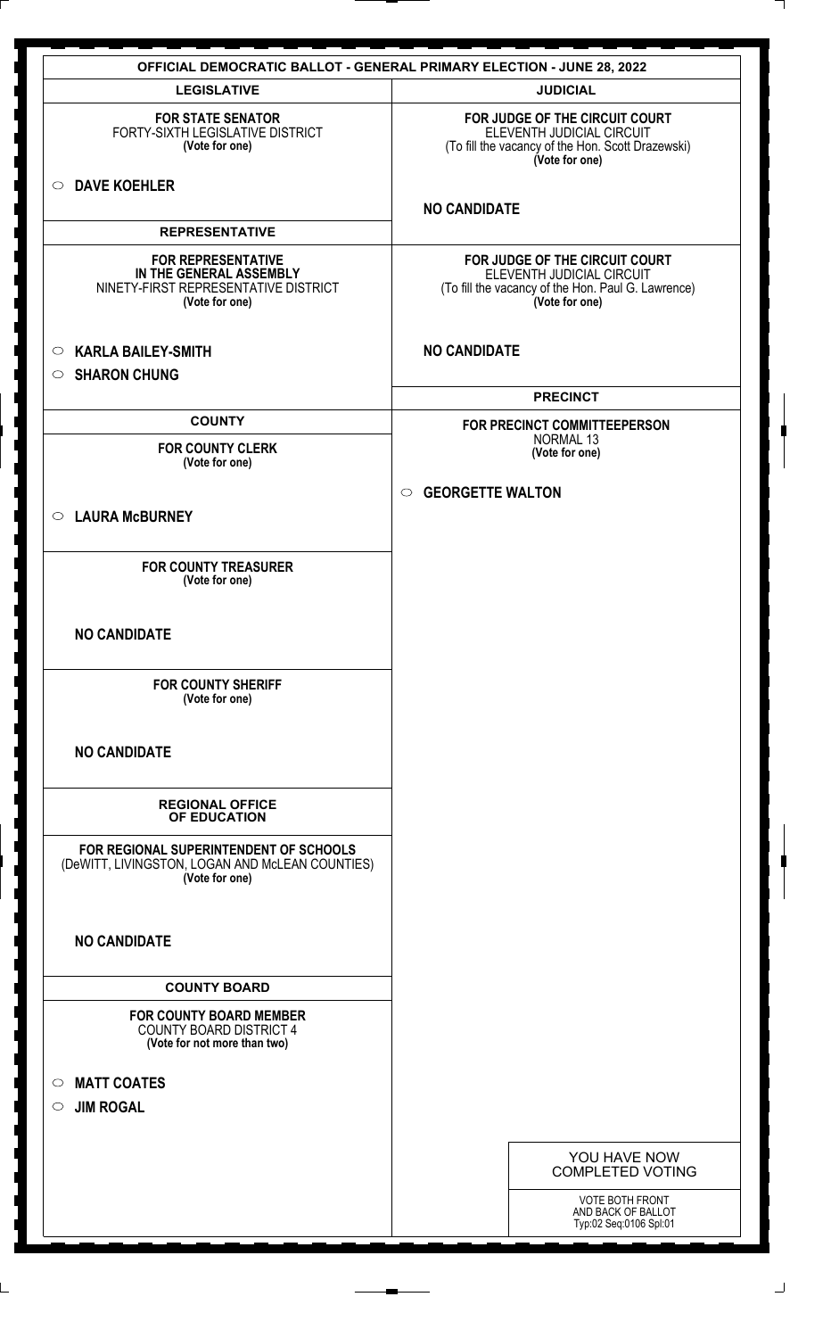# OFFICIAL DEMOCRATIC BALLOT - GENERAL PRIMARY ELECTION - JUNE 28, 2022

## LEGISLATIVE

**FOR STATE SENATOR**
FORTY-SIXTH LEGISLATIVE DISTRICT
**(Vote for one)**

○ **DAVE KOEHLER**

## REPRESENTATIVE

**FOR REPRESENTATIVE IN THE GENERAL ASSEMBLY**
NINETY-FIRST REPRESENTATIVE DISTRICT
**(Vote for one)**

○ **KARLA BAILEY-SMITH**
○ **SHARON CHUNG**

## COUNTY

**FOR COUNTY CLERK**
**(Vote for one)**

○ **LAURA McBURNEY**

**FOR COUNTY TREASURER**
**(Vote for one)**

**NO CANDIDATE**

**FOR COUNTY SHERIFF**
**(Vote for one)**

**NO CANDIDATE**

## REGIONAL OFFICE OF EDUCATION

**FOR REGIONAL SUPERINTENDENT OF SCHOOLS**
(DeWITT, LIVINGSTON, LOGAN AND McLEAN COUNTIES)
**(Vote for one)**

**NO CANDIDATE**

## COUNTY BOARD

**FOR COUNTY BOARD MEMBER**
COUNTY BOARD DISTRICT 4
**(Vote for not more than two)**

○ **MATT COATES**
○ **JIM ROGAL**

## JUDICIAL

**FOR JUDGE OF THE CIRCUIT COURT**
ELEVENTH JUDICIAL CIRCUIT
(To fill the vacancy of the Hon. Scott Drazewski)
**(Vote for one)**

**NO CANDIDATE**

**FOR JUDGE OF THE CIRCUIT COURT**
ELEVENTH JUDICIAL CIRCUIT
(To fill the vacancy of the Hon. Paul G. Lawrence)
**(Vote for one)**

**NO CANDIDATE**

## PRECINCT

**FOR PRECINCT COMMITTEEPERSON**
NORMAL 13
**(Vote for one)**

○ **GEORGETTE WALTON**

YOU HAVE NOW COMPLETED VOTING

VOTE BOTH FRONT AND BACK OF BALLOT
Typ:02 Seq:0106 Spl:01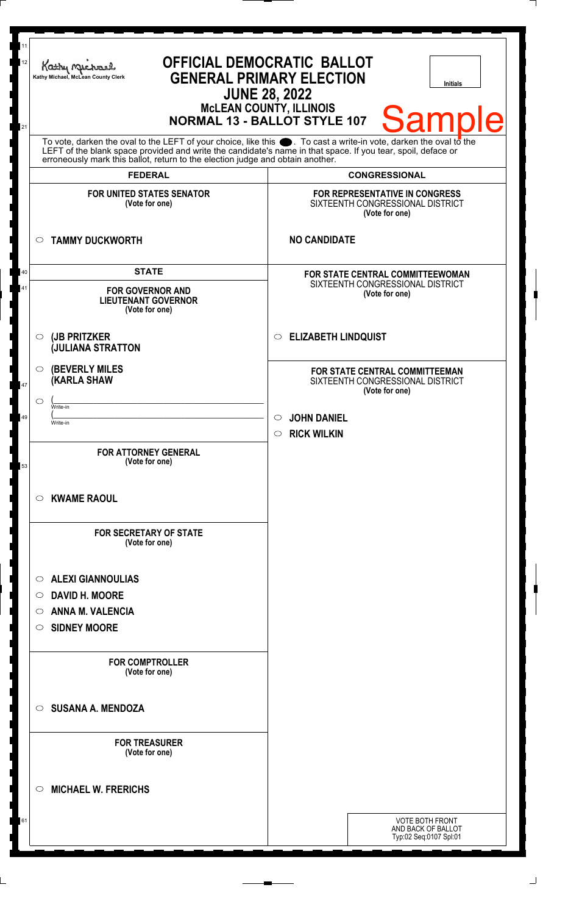Kathy Michael, McLean County Clerk

# OFFICIAL DEMOCRATIC BALLOT
## GENERAL PRIMARY ELECTION
## JUNE 28, 2022
### McLEAN COUNTY, ILLINOIS
### NORMAL 13 - BALLOT STYLE 107

Initials

Sample

To vote, darken the oval to the LEFT of your choice, like this ●. To cast a write-in vote, darken the oval to the LEFT of the blank space provided and write the candidate's name in that space. If you tear, spoil, deface or erroneously mark this ballot, return to the election judge and obtain another.

## FEDERAL

**FOR UNITED STATES SENATOR**
**(Vote for one)**

- ○ **TAMMY DUCKWORTH**

## STATE

**FOR GOVERNOR AND LIEUTENANT GOVERNOR**
**(Vote for one)**

- ○ **(JB PRITZKER (JULIANA STRATTON**
- ○ **(BEVERLY MILES (KARLA SHAW**
- ○ ( ______________ Write-in
  ( ______________ Write-in

**FOR ATTORNEY GENERAL**
**(Vote for one)**

- ○ **KWAME RAOUL**

**FOR SECRETARY OF STATE**
**(Vote for one)**

- ○ **ALEXI GIANNOULIAS**
- ○ **DAVID H. MOORE**
- ○ **ANNA M. VALENCIA**
- ○ **SIDNEY MOORE**

**FOR COMPTROLLER**
**(Vote for one)**

- ○ **SUSANA A. MENDOZA**

**FOR TREASURER**
**(Vote for one)**

- ○ **MICHAEL W. FRERICHS**

## CONGRESSIONAL

**FOR REPRESENTATIVE IN CONGRESS**
SIXTEENTH CONGRESSIONAL DISTRICT
**(Vote for one)**

**NO CANDIDATE**

**FOR STATE CENTRAL COMMITTEEWOMAN**
SIXTEENTH CONGRESSIONAL DISTRICT
**(Vote for one)**

- ○ **ELIZABETH LINDQUIST**

**FOR STATE CENTRAL COMMITTEEMAN**
SIXTEENTH CONGRESSIONAL DISTRICT
**(Vote for one)**

- ○ **JOHN DANIEL**
- ○ **RICK WILKIN**

VOTE BOTH FRONT AND BACK OF BALLOT
Typ:02 Seq:0107 Spl:01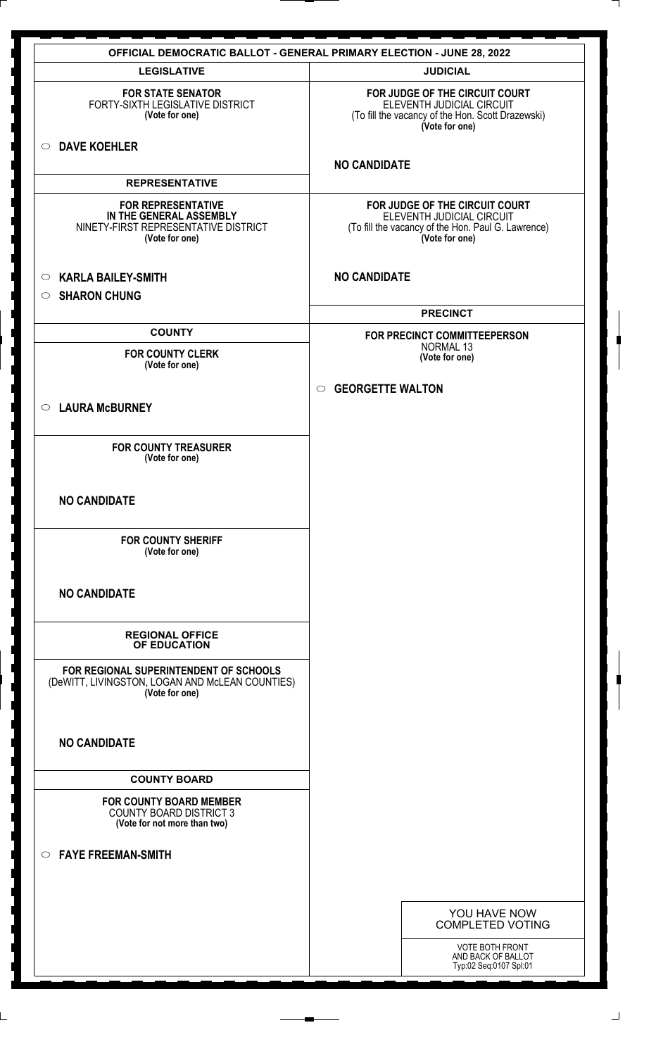# OFFICIAL DEMOCRATIC BALLOT - GENERAL PRIMARY ELECTION - JUNE 28, 2022

## LEGISLATIVE

**FOR STATE SENATOR**
FORTY-SIXTH LEGISLATIVE DISTRICT
**(Vote for one)**

○ **DAVE KOEHLER**

## REPRESENTATIVE

**FOR REPRESENTATIVE IN THE GENERAL ASSEMBLY**
NINETY-FIRST REPRESENTATIVE DISTRICT
**(Vote for one)**

○ **KARLA BAILEY-SMITH**
○ **SHARON CHUNG**

## COUNTY

**FOR COUNTY CLERK**
**(Vote for one)**

○ **LAURA McBURNEY**

**FOR COUNTY TREASURER**
**(Vote for one)**

**NO CANDIDATE**

**FOR COUNTY SHERIFF**
**(Vote for one)**

**NO CANDIDATE**

## REGIONAL OFFICE OF EDUCATION

**FOR REGIONAL SUPERINTENDENT OF SCHOOLS**
(DeWITT, LIVINGSTON, LOGAN AND McLEAN COUNTIES)
**(Vote for one)**

**NO CANDIDATE**

## COUNTY BOARD

**FOR COUNTY BOARD MEMBER**
COUNTY BOARD DISTRICT 3
**(Vote for not more than two)**

○ **FAYE FREEMAN-SMITH**

## JUDICIAL

**FOR JUDGE OF THE CIRCUIT COURT**
ELEVENTH JUDICIAL CIRCUIT
(To fill the vacancy of the Hon. Scott Drazewski)
**(Vote for one)**

**NO CANDIDATE**

**FOR JUDGE OF THE CIRCUIT COURT**
ELEVENTH JUDICIAL CIRCUIT
(To fill the vacancy of the Hon. Paul G. Lawrence)
**(Vote for one)**

**NO CANDIDATE**

## PRECINCT

**FOR PRECINCT COMMITTEEPERSON**
NORMAL 13
**(Vote for one)**

○ **GEORGETTE WALTON**

YOU HAVE NOW COMPLETED VOTING

VOTE BOTH FRONT AND BACK OF BALLOT
Typ:02 Seq:0107 Spl:01